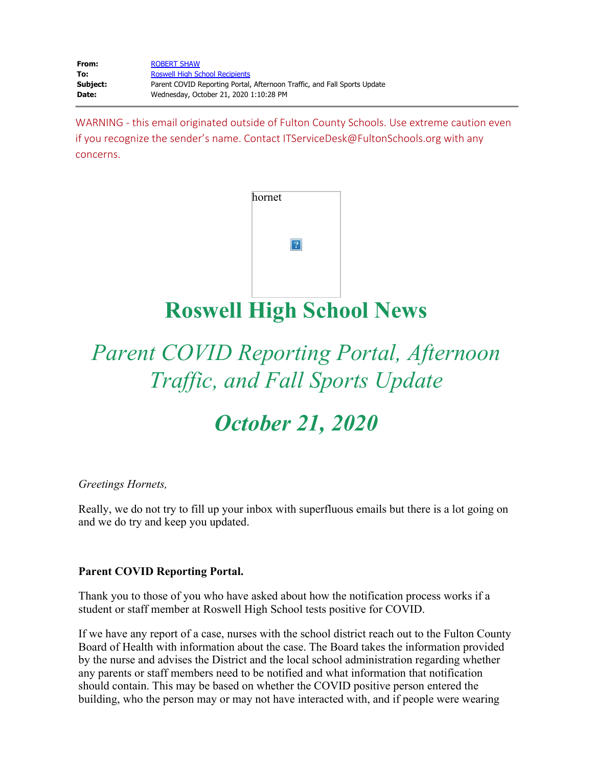**From:** ROBERT SHAW
**To:** Roswell High School Recipients
**Subject:** Parent COVID Reporting Portal, Afternoon Traffic, and Fall Sports Update
**Date:** Wednesday, October 21, 2020 1:10:28 PM

WARNING - this email originated outside of Fulton County Schools. Use extreme caution even if you recognize the sender's name. Contact ITServiceDesk@FultonSchools.org with any concerns.

hornet

# Roswell High School News

## *Parent COVID Reporting Portal, Afternoon Traffic, and Fall Sports Update*

## *October 21, 2020*

*Greetings Hornets,*

Really, we do not try to fill up your inbox with superfluous emails but there is a lot going on and we do try and keep you updated.

**Parent COVID Reporting Portal.**

Thank you to those of you who have asked about how the notification process works if a student or staff member at Roswell High School tests positive for COVID.

If we have any report of a case, nurses with the school district reach out to the Fulton County Board of Health with information about the case. The Board takes the information provided by the nurse and advises the District and the local school administration regarding whether any parents or staff members need to be notified and what information that notification should contain. This may be based on whether the COVID positive person entered the building, who the person may or may not have interacted with, and if people were wearing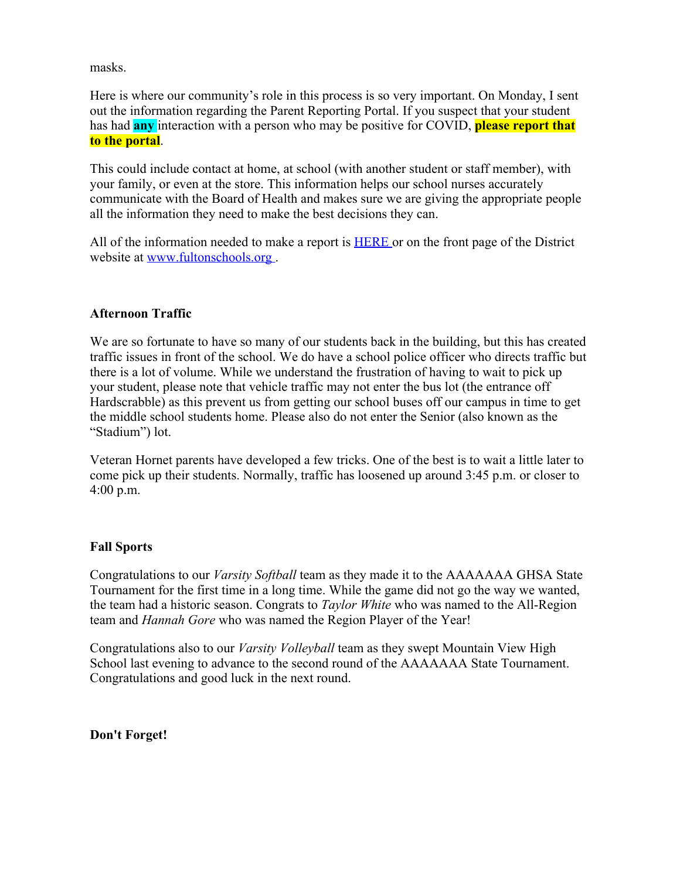masks.

Here is where our community's role in this process is so very important. On Monday, I sent out the information regarding the Parent Reporting Portal. If you suspect that your student has had **any** interaction with a person who may be positive for COVID, **please report that to the portal**.

This could include contact at home, at school (with another student or staff member), with your family, or even at the store. This information helps our school nurses accurately communicate with the Board of Health and makes sure we are giving the appropriate people all the information they need to make the best decisions they can.

All of the information needed to make a report is [HERE](#) or on the front page of the District website at [www.fultonschools.org](http://www.fultonschools.org) .

**Afternoon Traffic**

We are so fortunate to have so many of our students back in the building, but this has created traffic issues in front of the school. We do have a school police officer who directs traffic but there is a lot of volume. While we understand the frustration of having to wait to pick up your student, please note that vehicle traffic may not enter the bus lot (the entrance off Hardscrabble) as this prevent us from getting our school buses off our campus in time to get the middle school students home. Please also do not enter the Senior (also known as the "Stadium") lot.

Veteran Hornet parents have developed a few tricks. One of the best is to wait a little later to come pick up their students. Normally, traffic has loosened up around 3:45 p.m. or closer to 4:00 p.m.

**Fall Sports**

Congratulations to our *Varsity Softball* team as they made it to the AAAAAAA GHSA State Tournament for the first time in a long time. While the game did not go the way we wanted, the team had a historic season. Congrats to *Taylor White* who was named to the All-Region team and *Hannah Gore* who was named the Region Player of the Year!

Congratulations also to our *Varsity Volleyball* team as they swept Mountain View High School last evening to advance to the second round of the AAAAAAA State Tournament. Congratulations and good luck in the next round.

**Don't Forget!**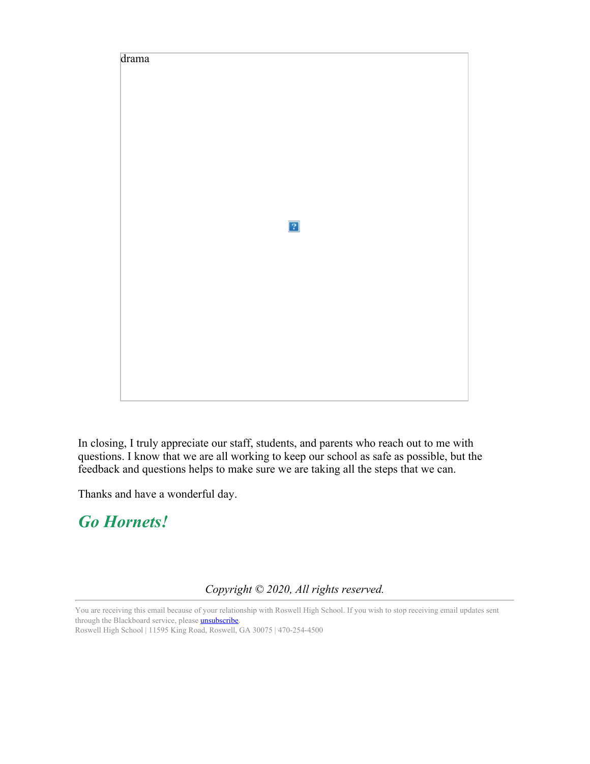drama

In closing, I truly appreciate our staff, students, and parents who reach out to me with questions. I know that we are all working to keep our school as safe as possible, but the feedback and questions helps to make sure we are taking all the steps that we can.

Thanks and have a wonderful day.

## ***Go Hornets!***

*Copyright © 2020, All rights reserved.*

---

You are receiving this email because of your relationship with Roswell High School. If you wish to stop receiving email updates sent through the Blackboard service, please unsubscribe.
Roswell High School | 11595 King Road, Roswell, GA 30075 | 470-254-4500